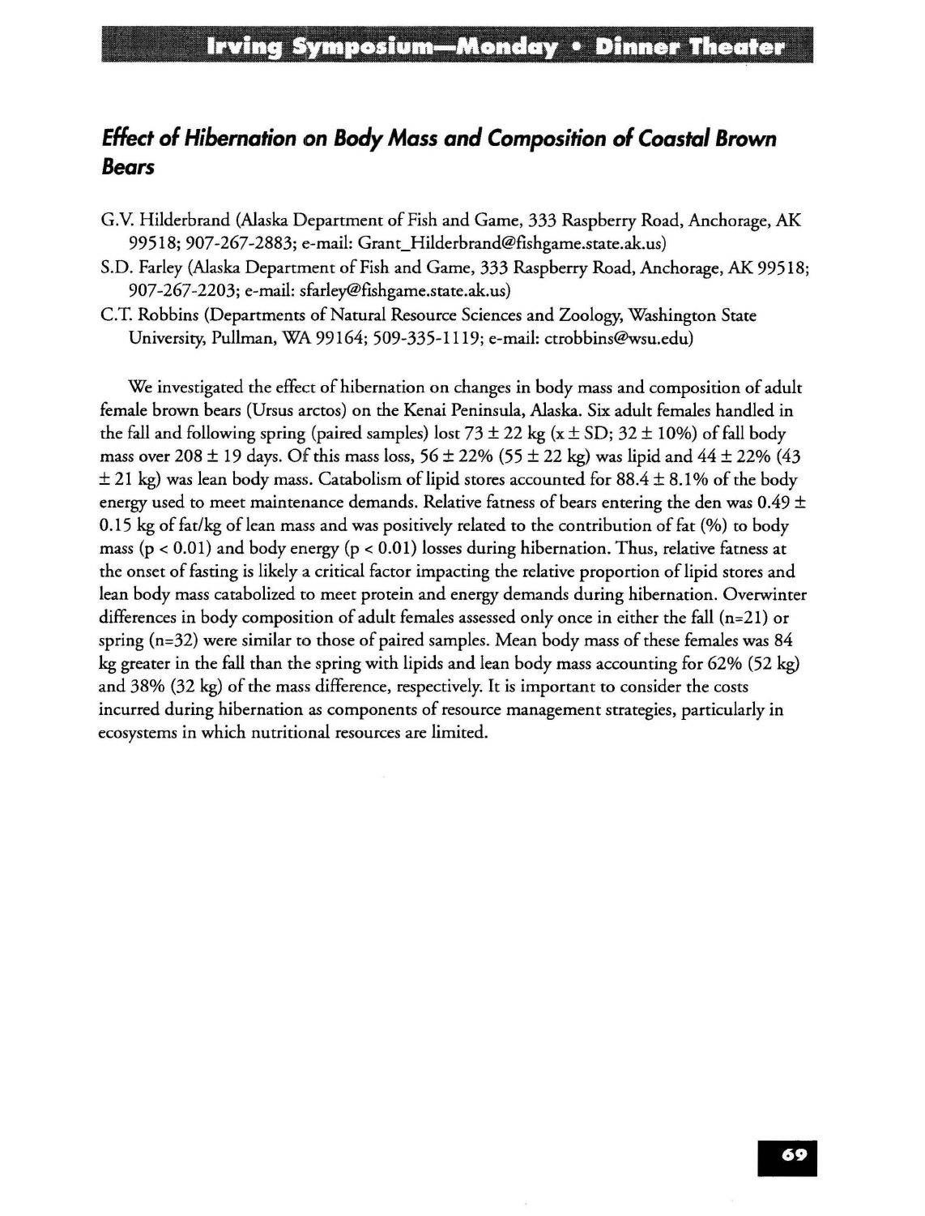## *Effect of Hibernation on Body Mass and Composition of Coastal Brown Bears*

G.V. Hilderbrand (Alaska Department of Fish and Game, 333 Raspberry Road, Anchorage, AK 99518; 907-267-2883; e-mail: Grant_Hilderbrand@fishgame.state.ak.us)

S.D. Farley (Alaska Department of Fish and Game, 333 Raspberry Road, Anchorage, AK 99518; 907-267-2203; e-mail: sfarley@fishgame.state.ak.us)

C.T. Robbins (Departments of Natural Resource Sciences and Zoology, Washington State University, Pullman, WA 99164; 509-335-1119; e-mail: ctrobbins@wsu.edu)

We investigated the effect of hibernation on changes in body mass and composition of adult female brown bears (Ursus arctos) on the Kenai Peninsula, Alaska. Six adult females handled in the fall and following spring (paired samples) lost $73 \pm 22$ kg ($x \pm SD$; $32 \pm 10\%$) of fall body mass over $208 \pm 19$ days. Of this mass loss, $56 \pm 22\%$ ($55 \pm 22$ kg) was lipid and $44 \pm 22\%$ ($43 \pm 21$ kg) was lean body mass. Catabolism of lipid stores accounted for $88.4 \pm 8.1\%$ of the body energy used to meet maintenance demands. Relative fatness of bears entering the den was $0.49 \pm 0.15$ kg of fat/kg of lean mass and was positively related to the contribution of fat (%) to body mass ($p < 0.01$) and body energy ($p < 0.01$) losses during hibernation. Thus, relative fatness at the onset of fasting is likely a critical factor impacting the relative proportion of lipid stores and lean body mass catabolized to meet protein and energy demands during hibernation. Overwinter differences in body composition of adult females assessed only once in either the fall (n=21) or spring (n=32) were similar to those of paired samples. Mean body mass of these females was 84 kg greater in the fall than the spring with lipids and lean body mass accounting for 62% (52 kg) and 38% (32 kg) of the mass difference, respectively. It is important to consider the costs incurred during hibernation as components of resource management strategies, particularly in ecosystems in which nutritional resources are limited.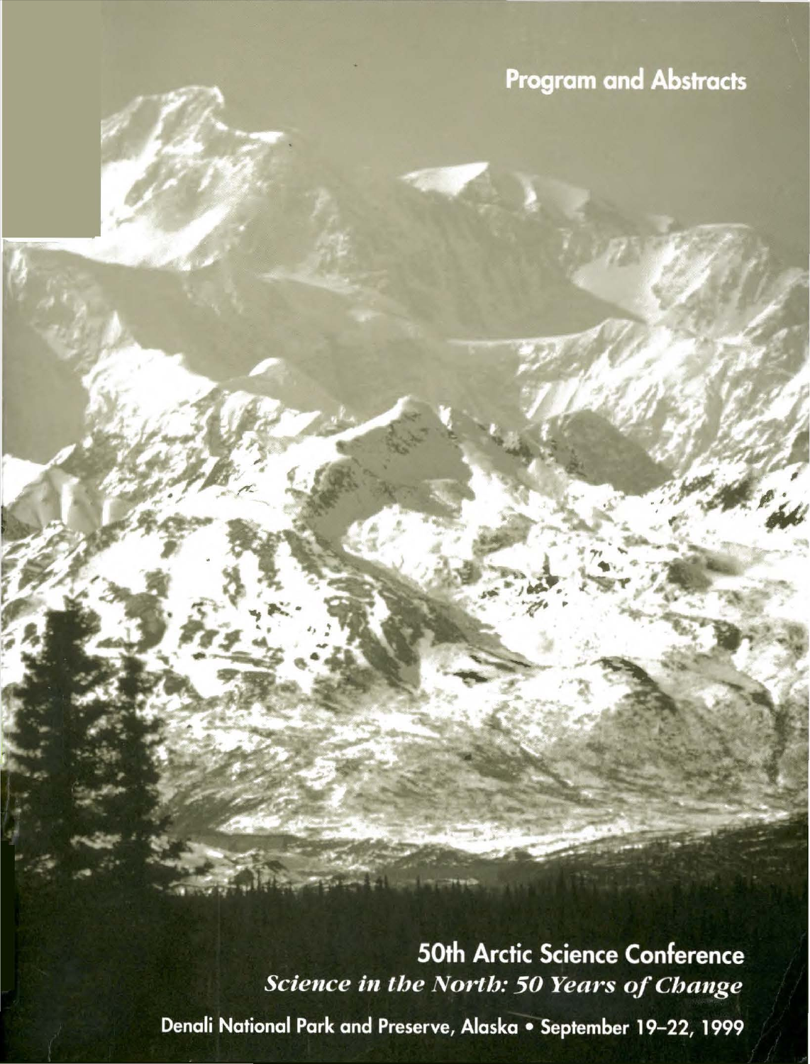Program and Abstracts

# 50th Arctic Science Conference

***Science in the North: 50 Years of Change***

**Denali National Park and Preserve, Alaska • September 19–22, 1999**